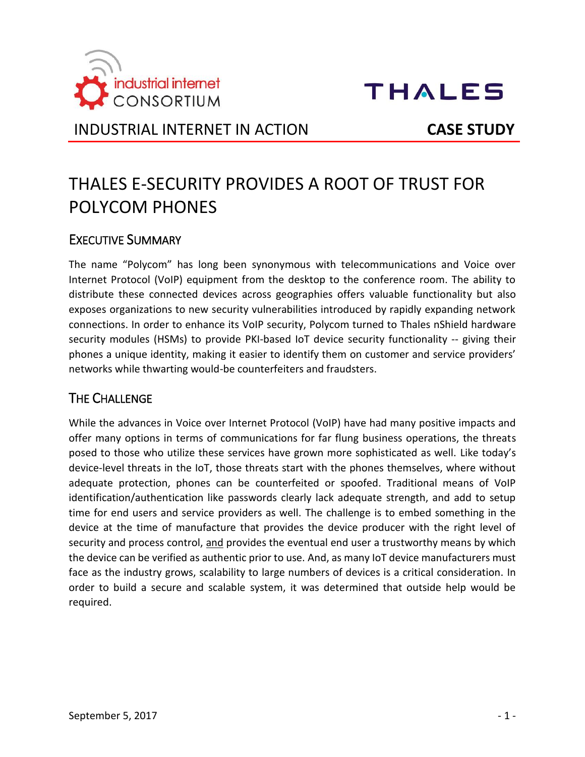INDUSTRIAL INTERNET IN ACTION **CASE STUDY**

# THALES E-SECURITY PROVIDES A ROOT OF TRUST FOR POLYCOM PHONES

## EXECUTIVE SUMMARY

The name "Polycom" has long been synonymous with telecommunications and Voice over Internet Protocol (VoIP) equipment from the desktop to the conference room. The ability to distribute these connected devices across geographies offers valuable functionality but also exposes organizations to new security vulnerabilities introduced by rapidly expanding network connections. In order to enhance its VoIP security, Polycom turned to Thales nShield hardware security modules (HSMs) to provide PKI-based IoT device security functionality -- giving their phones a unique identity, making it easier to identify them on customer and service providers' networks while thwarting would-be counterfeiters and fraudsters.

## THE CHALLENGE

While the advances in Voice over Internet Protocol (VoIP) have had many positive impacts and offer many options in terms of communications for far flung business operations, the threats posed to those who utilize these services have grown more sophisticated as well. Like today's device-level threats in the IoT, those threats start with the phones themselves, where without adequate protection, phones can be counterfeited or spoofed. Traditional means of VoIP identification/authentication like passwords clearly lack adequate strength, and add to setup time for end users and service providers as well. The challenge is to embed something in the device at the time of manufacture that provides the device producer with the right level of security and process control, <u>and</u> provides the eventual end user a trustworthy means by which the device can be verified as authentic prior to use. And, as many IoT device manufacturers must face as the industry grows, scalability to large numbers of devices is a critical consideration. In order to build a secure and scalable system, it was determined that outside help would be required.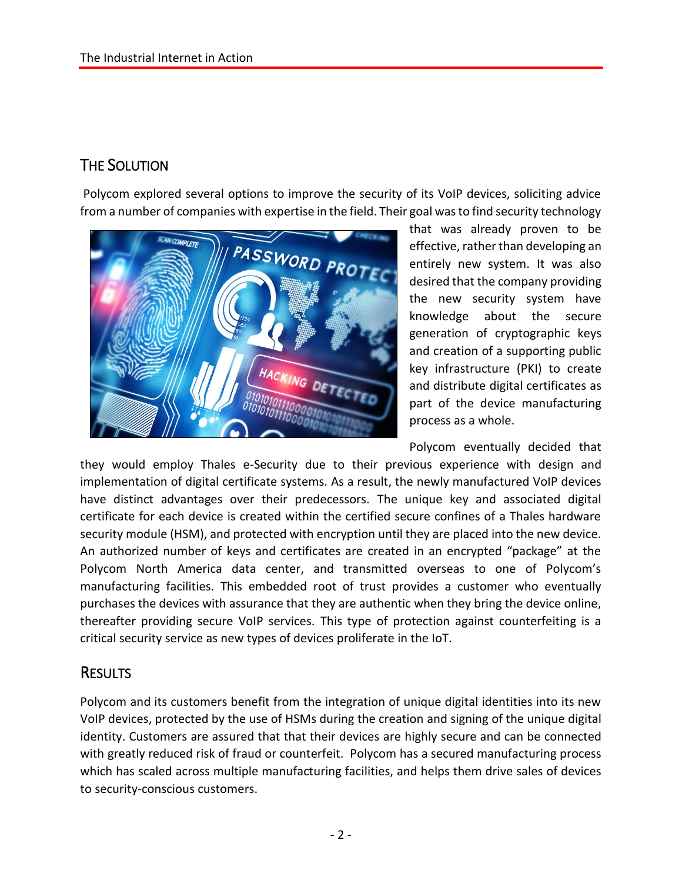## The Solution

Polycom explored several options to improve the security of its VoIP devices, soliciting advice from a number of companies with expertise in the field. Their goal was to find security technology that was already proven to be effective, rather than developing an entirely new system. It was also desired that the company providing the new security system have knowledge about the secure generation of cryptographic keys and creation of a supporting public key infrastructure (PKI) to create and distribute digital certificates as part of the device manufacturing process as a whole.

Polycom eventually decided that they would employ Thales e-Security due to their previous experience with design and implementation of digital certificate systems. As a result, the newly manufactured VoIP devices have distinct advantages over their predecessors. The unique key and associated digital certificate for each device is created within the certified secure confines of a Thales hardware security module (HSM), and protected with encryption until they are placed into the new device. An authorized number of keys and certificates are created in an encrypted "package" at the Polycom North America data center, and transmitted overseas to one of Polycom's manufacturing facilities. This embedded root of trust provides a customer who eventually purchases the devices with assurance that they are authentic when they bring the device online, thereafter providing secure VoIP services. This type of protection against counterfeiting is a critical security service as new types of devices proliferate in the IoT.

## Results

Polycom and its customers benefit from the integration of unique digital identities into its new VoIP devices, protected by the use of HSMs during the creation and signing of the unique digital identity. Customers are assured that that their devices are highly secure and can be connected with greatly reduced risk of fraud or counterfeit. Polycom has a secured manufacturing process which has scaled across multiple manufacturing facilities, and helps them drive sales of devices to security-conscious customers.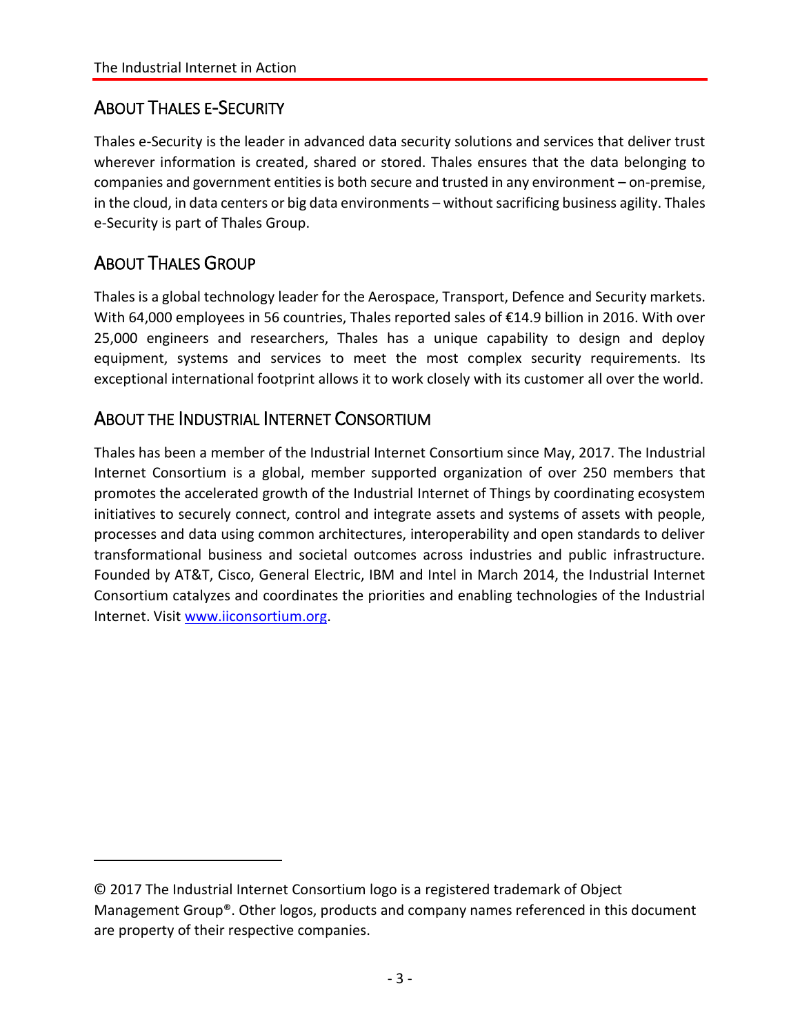## About Thales e-Security

Thales e-Security is the leader in advanced data security solutions and services that deliver trust wherever information is created, shared or stored. Thales ensures that the data belonging to companies and government entities is both secure and trusted in any environment – on-premise, in the cloud, in data centers or big data environments – without sacrificing business agility. Thales e-Security is part of Thales Group.

## About Thales Group

Thales is a global technology leader for the Aerospace, Transport, Defence and Security markets. With 64,000 employees in 56 countries, Thales reported sales of €14.9 billion in 2016. With over 25,000 engineers and researchers, Thales has a unique capability to design and deploy equipment, systems and services to meet the most complex security requirements. Its exceptional international footprint allows it to work closely with its customer all over the world.

## About the Industrial Internet Consortium

Thales has been a member of the Industrial Internet Consortium since May, 2017. The Industrial Internet Consortium is a global, member supported organization of over 250 members that promotes the accelerated growth of the Industrial Internet of Things by coordinating ecosystem initiatives to securely connect, control and integrate assets and systems of assets with people, processes and data using common architectures, interoperability and open standards to deliver transformational business and societal outcomes across industries and public infrastructure. Founded by AT&T, Cisco, General Electric, IBM and Intel in March 2014, the Industrial Internet Consortium catalyzes and coordinates the priorities and enabling technologies of the Industrial Internet. Visit [www.iiconsortium.org](http://www.iiconsortium.org).

---

© 2017 The Industrial Internet Consortium logo is a registered trademark of Object Management Group®. Other logos, products and company names referenced in this document are property of their respective companies.